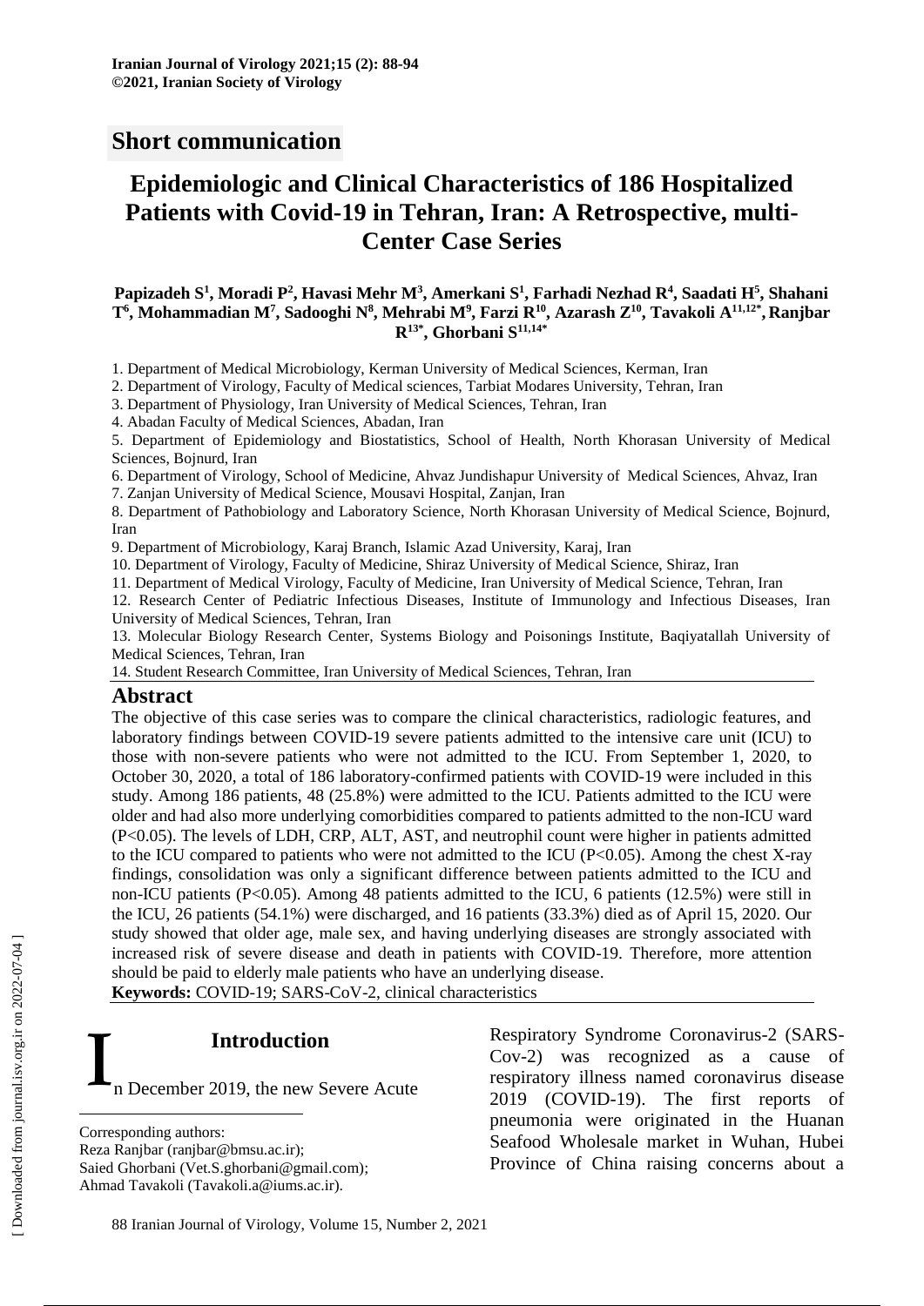Short communication

# Epidemiologic and Clinical Characteristics of 186 Hospitalized Patients with Covid-19 in Tehran, Iran: A Retrospective, multi-Center Case Series

**Papizadeh S[1], Moradi P[2], Havasi Mehr M[3], Amerkani S[1], Farhadi Nezhad R[4], Saadati H[5], Shahani T[6], Mohammadian M[7], Sadooghi N[8], Mehrabi M[9], Farzi R[10], Azarash Z[10], Tavakoli A[11,12*], Ranjbar R[13*], Ghorbani S[11,14*]**

1. Department of Medical Microbiology, Kerman University of Medical Sciences, Kerman, Iran
2. Department of Virology, Faculty of Medical sciences, Tarbiat Modares University, Tehran, Iran
3. Department of Physiology, Iran University of Medical Sciences, Tehran, Iran
4. Abadan Faculty of Medical Sciences, Abadan, Iran
5. Department of Epidemiology and Biostatistics, School of Health, North Khorasan University of Medical Sciences, Bojnurd, Iran
6. Department of Virology, School of Medicine, Ahvaz Jundishapur University of Medical Sciences, Ahvaz, Iran
7. Zanjan University of Medical Science, Mousavi Hospital, Zanjan, Iran
8. Department of Pathobiology and Laboratory Science, North Khorasan University of Medical Science, Bojnurd, Iran
9. Department of Microbiology, Karaj Branch, Islamic Azad University, Karaj, Iran
10. Department of Virology, Faculty of Medicine, Shiraz University of Medical Science, Shiraz, Iran
11. Department of Medical Virology, Faculty of Medicine, Iran University of Medical Science, Tehran, Iran
12. Research Center of Pediatric Infectious Diseases, Institute of Immunology and Infectious Diseases, Iran University of Medical Sciences, Tehran, Iran
13. Molecular Biology Research Center, Systems Biology and Poisonings Institute, Baqiyatallah University of Medical Sciences, Tehran, Iran
14. Student Research Committee, Iran University of Medical Sciences, Tehran, Iran

## Abstract

The objective of this case series was to compare the clinical characteristics, radiologic features, and laboratory findings between COVID-19 severe patients admitted to the intensive care unit (ICU) to those with non-severe patients who were not admitted to the ICU. From September 1, 2020, to October 30, 2020, a total of 186 laboratory-confirmed patients with COVID-19 were included in this study. Among 186 patients, 48 (25.8%) were admitted to the ICU. Patients admitted to the ICU were older and had also more underlying comorbidities compared to patients admitted to the non-ICU ward ($P<0.05$). The levels of LDH, CRP, ALT, AST, and neutrophil count were higher in patients admitted to the ICU compared to patients who were not admitted to the ICU ($P<0.05$). Among the chest X-ray findings, consolidation was only a significant difference between patients admitted to the ICU and non-ICU patients ($P<0.05$). Among 48 patients admitted to the ICU, 6 patients (12.5%) were still in the ICU, 26 patients (54.1%) were discharged, and 16 patients (33.3%) died as of April 15, 2020. Our study showed that older age, male sex, and having underlying diseases are strongly associated with increased risk of severe disease and death in patients with COVID-19. Therefore, more attention should be paid to elderly male patients who have an underlying disease.

**Keywords:** COVID-19; SARS-CoV-2, clinical characteristics

## Introduction

In December 2019, the new Severe Acute Respiratory Syndrome Coronavirus-2 (SARS-Cov-2) was recognized as a cause of respiratory illness named coronavirus disease 2019 (COVID-19). The first reports of pneumonia were originated in the Huanan Seafood Wholesale market in Wuhan, Hubei Province of China raising concerns about a

Corresponding authors:
Reza Ranjbar (ranjbar@bmsu.ac.ir);
Saied Ghorbani (Vet.S.ghorbani@gmail.com);
Ahmad Tavakoli (Tavakoli.a@iums.ac.ir).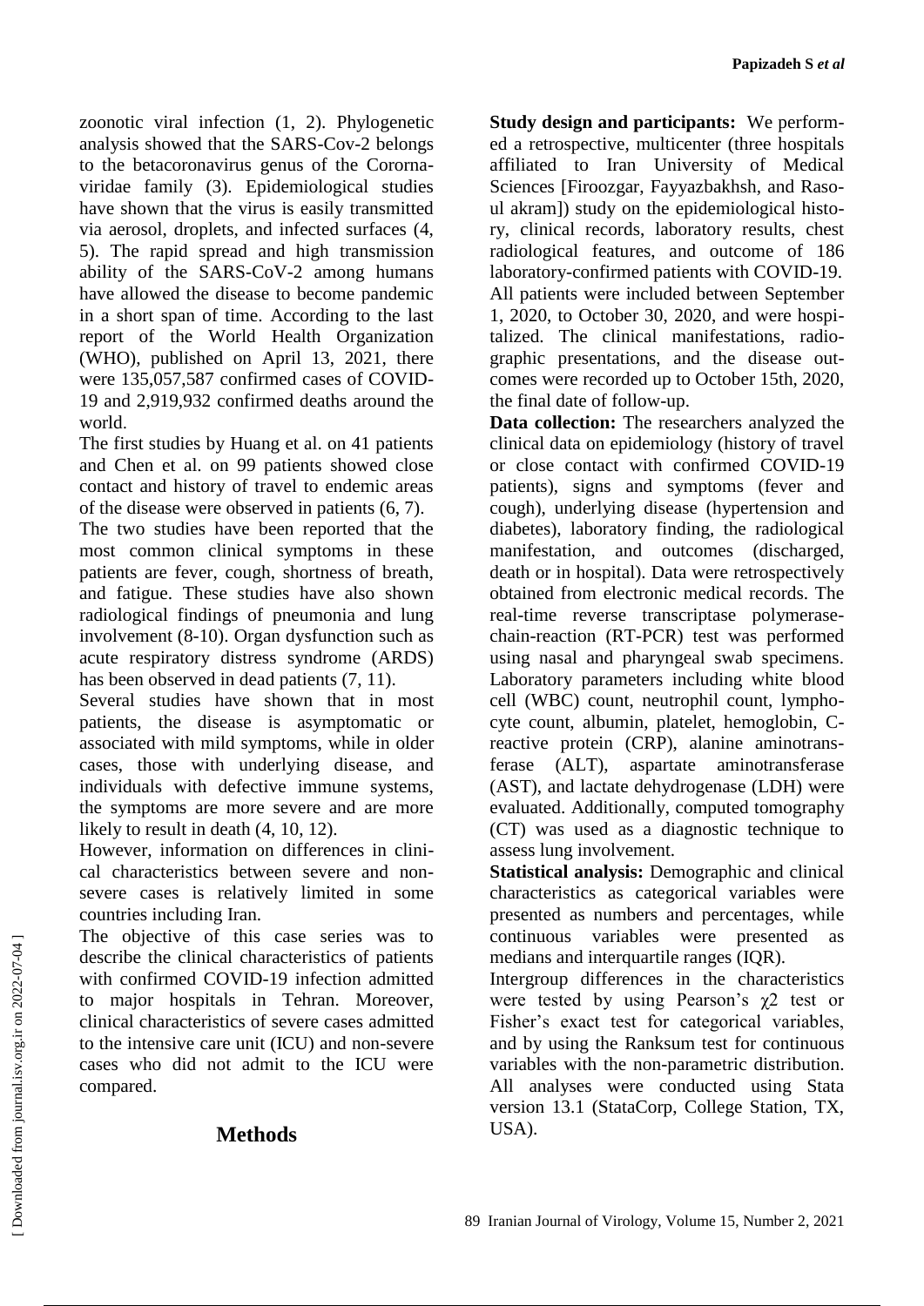zoonotic viral infection (1, 2). Phylogenetic analysis showed that the SARS-Cov-2 belongs to the betacoronavirus genus of the Cororna-viridae family (3). Epidemiological studies have shown that the virus is easily transmitted via aerosol, droplets, and infected surfaces (4, 5). The rapid spread and high transmission ability of the SARS-CoV-2 among humans have allowed the disease to become pandemic in a short span of time. According to the last report of the World Health Organization (WHO), published on April 13, 2021, there were 135,057,587 confirmed cases of COVID-19 and 2,919,932 confirmed deaths around the world.

The first studies by Huang et al. on 41 patients and Chen et al. on 99 patients showed close contact and history of travel to endemic areas of the disease were observed in patients (6, 7).

The two studies have been reported that the most common clinical symptoms in these patients are fever, cough, shortness of breath, and fatigue. These studies have also shown radiological findings of pneumonia and lung involvement (8-10). Organ dysfunction such as acute respiratory distress syndrome (ARDS) has been observed in dead patients (7, 11).

Several studies have shown that in most patients, the disease is asymptomatic or associated with mild symptoms, while in older cases, those with underlying disease, and individuals with defective immune systems, the symptoms are more severe and are more likely to result in death (4, 10, 12).

However, information on differences in clinical characteristics between severe and non-severe cases is relatively limited in some countries including Iran.

The objective of this case series was to describe the clinical characteristics of patients with confirmed COVID-19 infection admitted to major hospitals in Tehran. Moreover, clinical characteristics of severe cases admitted to the intensive care unit (ICU) and non-severe cases who did not admit to the ICU were compared.

## Methods

**Study design and participants:** We performed a retrospective, multicenter (three hospitals affiliated to Iran University of Medical Sciences [Firoozgar, Fayyazbakhsh, and Rasoul akram]) study on the epidemiological history, clinical records, laboratory results, chest radiological features, and outcome of 186 laboratory-confirmed patients with COVID-19. All patients were included between September 1, 2020, to October 30, 2020, and were hospitalized. The clinical manifestations, radiographic presentations, and the disease outcomes were recorded up to October 15th, 2020, the final date of follow-up.

**Data collection:** The researchers analyzed the clinical data on epidemiology (history of travel or close contact with confirmed COVID-19 patients), signs and symptoms (fever and cough), underlying disease (hypertension and diabetes), laboratory finding, the radiological manifestation, and outcomes (discharged, death or in hospital). Data were retrospectively obtained from electronic medical records. The real-time reverse transcriptase polymerase-chain-reaction (RT-PCR) test was performed using nasal and pharyngeal swab specimens. Laboratory parameters including white blood cell (WBC) count, neutrophil count, lymphocyte count, albumin, platelet, hemoglobin, C-reactive protein (CRP), alanine aminotransferase (ALT), aspartate aminotransferase (AST), and lactate dehydrogenase (LDH) were evaluated. Additionally, computed tomography (CT) was used as a diagnostic technique to assess lung involvement.

**Statistical analysis:** Demographic and clinical characteristics as categorical variables were presented as numbers and percentages, while continuous variables were presented as medians and interquartile ranges (IQR).

Intergroup differences in the characteristics were tested by using Pearson's $\chi^2$ test or Fisher's exact test for categorical variables, and by using the Ranksum test for continuous variables with the non-parametric distribution. All analyses were conducted using Stata version 13.1 (StataCorp, College Station, TX, USA).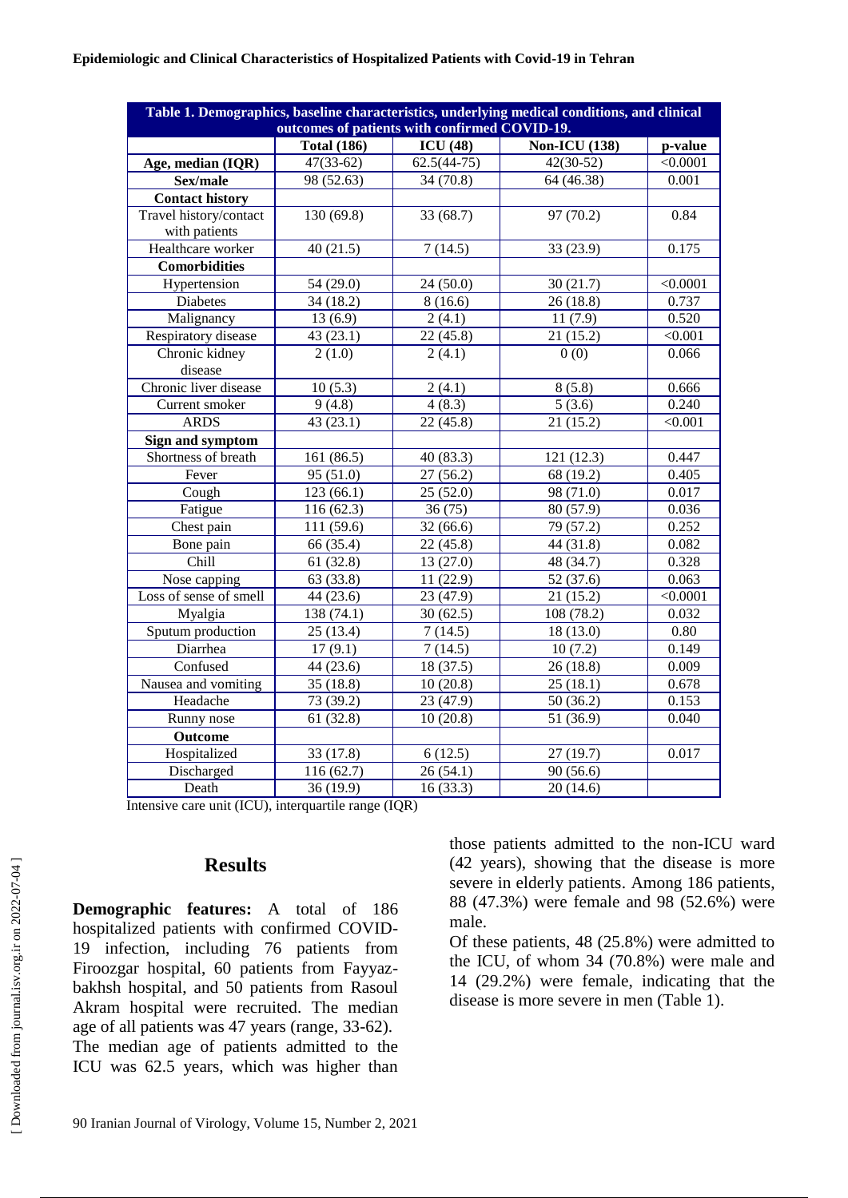**Table 1. Demographics, baseline characteristics, underlying medical conditions, and clinical outcomes of patients with confirmed COVID-19.**

| | Total (186) | ICU (48) | Non-ICU (138) | p-value |
|---|---|---|---|---|
| **Age, median (IQR)** | 47(33-62) | 62.5(44-75) | 42(30-52) | <0.0001 |
| **Sex/male** | 98 (52.63) | 34 (70.8) | 64 (46.38) | 0.001 |
| **Contact history** | | | | |
| Travel history/contact with patients | 130 (69.8) | 33 (68.7) | 97 (70.2) | 0.84 |
| Healthcare worker | 40 (21.5) | 7 (14.5) | 33 (23.9) | 0.175 |
| **Comorbidities** | | | | |
| Hypertension | 54 (29.0) | 24 (50.0) | 30 (21.7) | <0.0001 |
| Diabetes | 34 (18.2) | 8 (16.6) | 26 (18.8) | 0.737 |
| Malignancy | 13 (6.9) | 2 (4.1) | 11 (7.9) | 0.520 |
| Respiratory disease | 43 (23.1) | 22 (45.8) | 21 (15.2) | <0.001 |
| Chronic kidney disease | 2 (1.0) | 2 (4.1) | 0 (0) | 0.066 |
| Chronic liver disease | 10 (5.3) | 2 (4.1) | 8 (5.8) | 0.666 |
| Current smoker | 9 (4.8) | 4 (8.3) | 5 (3.6) | 0.240 |
| ARDS | 43 (23.1) | 22 (45.8) | 21 (15.2) | <0.001 |
| **Sign and symptom** | | | | |
| Shortness of breath | 161 (86.5) | 40 (83.3) | 121 (12.3) | 0.447 |
| Fever | 95 (51.0) | 27 (56.2) | 68 (19.2) | 0.405 |
| Cough | 123 (66.1) | 25 (52.0) | 98 (71.0) | 0.017 |
| Fatigue | 116 (62.3) | 36 (75) | 80 (57.9) | 0.036 |
| Chest pain | 111 (59.6) | 32 (66.6) | 79 (57.2) | 0.252 |
| Bone pain | 66 (35.4) | 22 (45.8) | 44 (31.8) | 0.082 |
| Chill | 61 (32.8) | 13 (27.0) | 48 (34.7) | 0.328 |
| Nose capping | 63 (33.8) | 11 (22.9) | 52 (37.6) | 0.063 |
| Loss of sense of smell | 44 (23.6) | 23 (47.9) | 21 (15.2) | <0.0001 |
| Myalgia | 138 (74.1) | 30 (62.5) | 108 (78.2) | 0.032 |
| Sputum production | 25 (13.4) | 7 (14.5) | 18 (13.0) | 0.80 |
| Diarrhea | 17 (9.1) | 7 (14.5) | 10 (7.2) | 0.149 |
| Confused | 44 (23.6) | 18 (37.5) | 26 (18.8) | 0.009 |
| Nausea and vomiting | 35 (18.8) | 10 (20.8) | 25 (18.1) | 0.678 |
| Headache | 73 (39.2) | 23 (47.9) | 50 (36.2) | 0.153 |
| Runny nose | 61 (32.8) | 10 (20.8) | 51 (36.9) | 0.040 |
| **Outcome** | | | | |
| Hospitalized | 33 (17.8) | 6 (12.5) | 27 (19.7) | 0.017 |
| Discharged | 116 (62.7) | 26 (54.1) | 90 (56.6) | |
| Death | 36 (19.9) | 16 (33.3) | 20 (14.6) | |

Intensive care unit (ICU), interquartile range (IQR)

## Results

**Demographic features:** A total of 186 hospitalized patients with confirmed COVID-19 infection, including 76 patients from Firoozgar hospital, 60 patients from Fayyazbakhsh hospital, and 50 patients from Rasoul Akram hospital were recruited. The median age of all patients was 47 years (range, 33-62). The median age of patients admitted to the ICU was 62.5 years, which was higher than those patients admitted to the non-ICU ward (42 years), showing that the disease is more severe in elderly patients. Among 186 patients, 88 (47.3%) were female and 98 (52.6%) were male.

Of these patients, 48 (25.8%) were admitted to the ICU, of whom 34 (70.8%) were male and 14 (29.2%) were female, indicating that the disease is more severe in men (Table 1).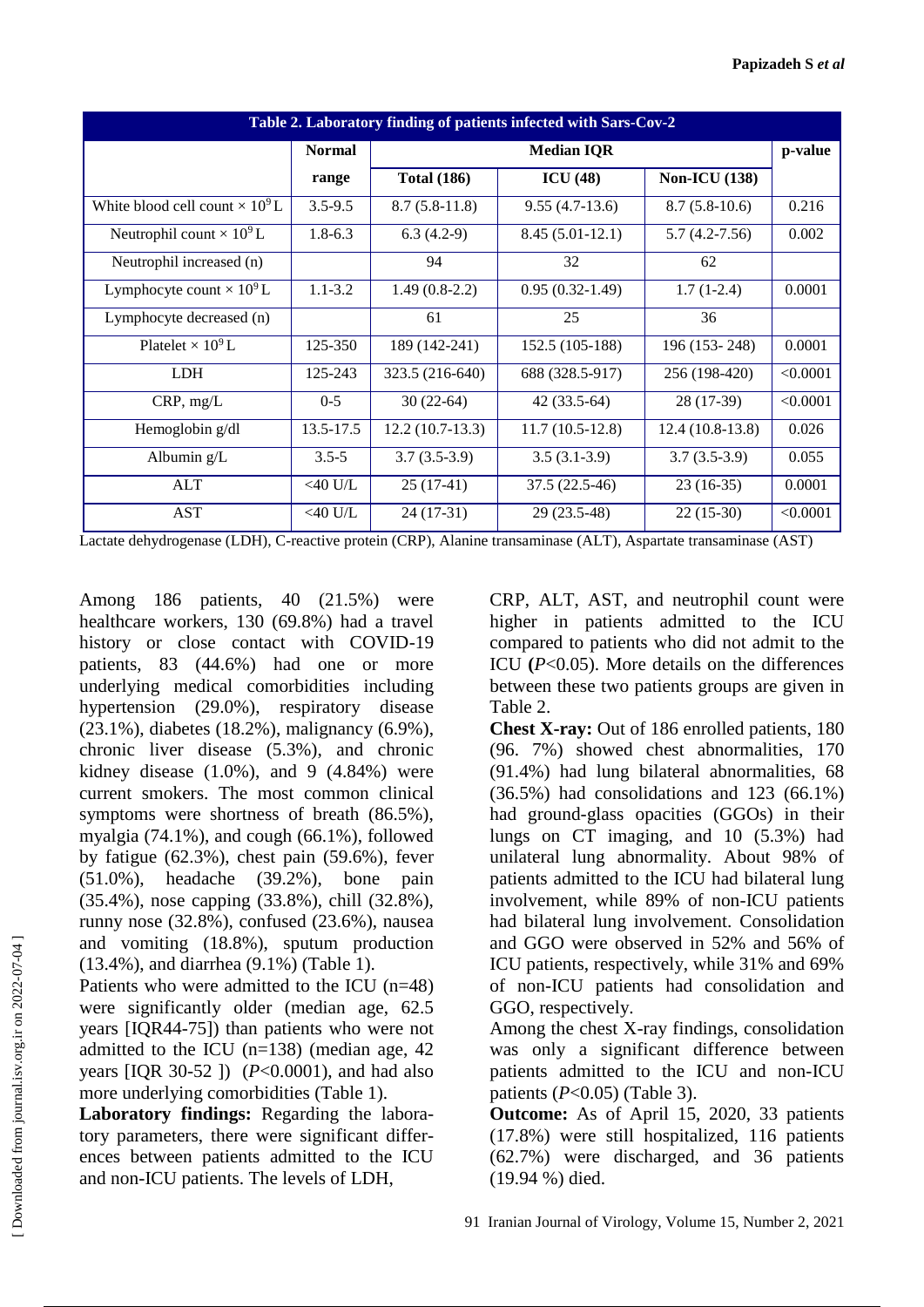**Table 2. Laboratory finding of patients infected with Sars-Cov-2**

| | Normal range | Median IQR | | | p-value |
|---|---|---|---|---|---|
| | | Total (186) | ICU (48) | Non-ICU (138) | |
| White blood cell count × $10^9$ L | 3.5-9.5 | 8.7 (5.8-11.8) | 9.55 (4.7-13.6) | 8.7 (5.8-10.6) | 0.216 |
| Neutrophil count × $10^9$ L | 1.8-6.3 | 6.3 (4.2-9) | 8.45 (5.01-12.1) | 5.7 (4.2-7.56) | 0.002 |
| Neutrophil increased (n) | | 94 | 32 | 62 | |
| Lymphocyte count × $10^9$ L | 1.1-3.2 | 1.49 (0.8-2.2) | 0.95 (0.32-1.49) | 1.7 (1-2.4) | 0.0001 |
| Lymphocyte decreased (n) | | 61 | 25 | 36 | |
| Platelet × $10^9$ L | 125-350 | 189 (142-241) | 152.5 (105-188) | 196 (153- 248) | 0.0001 |
| LDH | 125-243 | 323.5 (216-640) | 688 (328.5-917) | 256 (198-420) | <0.0001 |
| CRP, mg/L | 0-5 | 30 (22-64) | 42 (33.5-64) | 28 (17-39) | <0.0001 |
| Hemoglobin g/dl | 13.5-17.5 | 12.2 (10.7-13.3) | 11.7 (10.5-12.8) | 12.4 (10.8-13.8) | 0.026 |
| Albumin g/L | 3.5-5 | 3.7 (3.5-3.9) | 3.5 (3.1-3.9) | 3.7 (3.5-3.9) | 0.055 |
| ALT | <40 U/L | 25 (17-41) | 37.5 (22.5-46) | 23 (16-35) | 0.0001 |
| AST | <40 U/L | 24 (17-31) | 29 (23.5-48) | 22 (15-30) | <0.0001 |

Lactate dehydrogenase (LDH), C-reactive protein (CRP), Alanine transaminase (ALT), Aspartate transaminase (AST)

Among 186 patients, 40 (21.5%) were healthcare workers, 130 (69.8%) had a travel history or close contact with COVID-19 patients, 83 (44.6%) had one or more underlying medical comorbidities including hypertension (29.0%), respiratory disease (23.1%), diabetes (18.2%), malignancy (6.9%), chronic liver disease (5.3%), and chronic kidney disease (1.0%), and 9 (4.84%) were current smokers. The most common clinical symptoms were shortness of breath (86.5%), myalgia (74.1%), and cough (66.1%), followed by fatigue (62.3%), chest pain (59.6%), fever (51.0%), headache (39.2%), bone pain (35.4%), nose capping (33.8%), chill (32.8%), runny nose (32.8%), confused (23.6%), nausea and vomiting (18.8%), sputum production (13.4%), and diarrhea (9.1%) (Table 1).

Patients who were admitted to the ICU (n=48) were significantly older (median age, 62.5 years [IQR44-75]) than patients who were not admitted to the ICU (n=138) (median age, 42 years [IQR 30-52 ]) (*P*<0.0001), and had also more underlying comorbidities (Table 1).

**Laboratory findings:** Regarding the laboratory parameters, there were significant differences between patients admitted to the ICU and non-ICU patients. The levels of LDH, CRP, ALT, AST, and neutrophil count were higher in patients admitted to the ICU compared to patients who did not admit to the ICU **(***P*<0.05). More details on the differences between these two patients groups are given in Table 2.

**Chest X-ray:** Out of 186 enrolled patients, 180 (96. 7%) showed chest abnormalities, 170 (91.4%) had lung bilateral abnormalities, 68 (36.5%) had consolidations and 123 (66.1%) had ground-glass opacities (GGOs) in their lungs on CT imaging, and 10 (5.3%) had unilateral lung abnormality. About 98% of patients admitted to the ICU had bilateral lung involvement, while 89% of non-ICU patients had bilateral lung involvement. Consolidation and GGO were observed in 52% and 56% of ICU patients, respectively, while 31% and 69% of non-ICU patients had consolidation and GGO, respectively.

Among the chest X-ray findings, consolidation was only a significant difference between patients admitted to the ICU and non-ICU patients (*P*<0.05) (Table 3).

**Outcome:** As of April 15, 2020, 33 patients (17.8%) were still hospitalized, 116 patients (62.7%) were discharged, and 36 patients (19.94 %) died.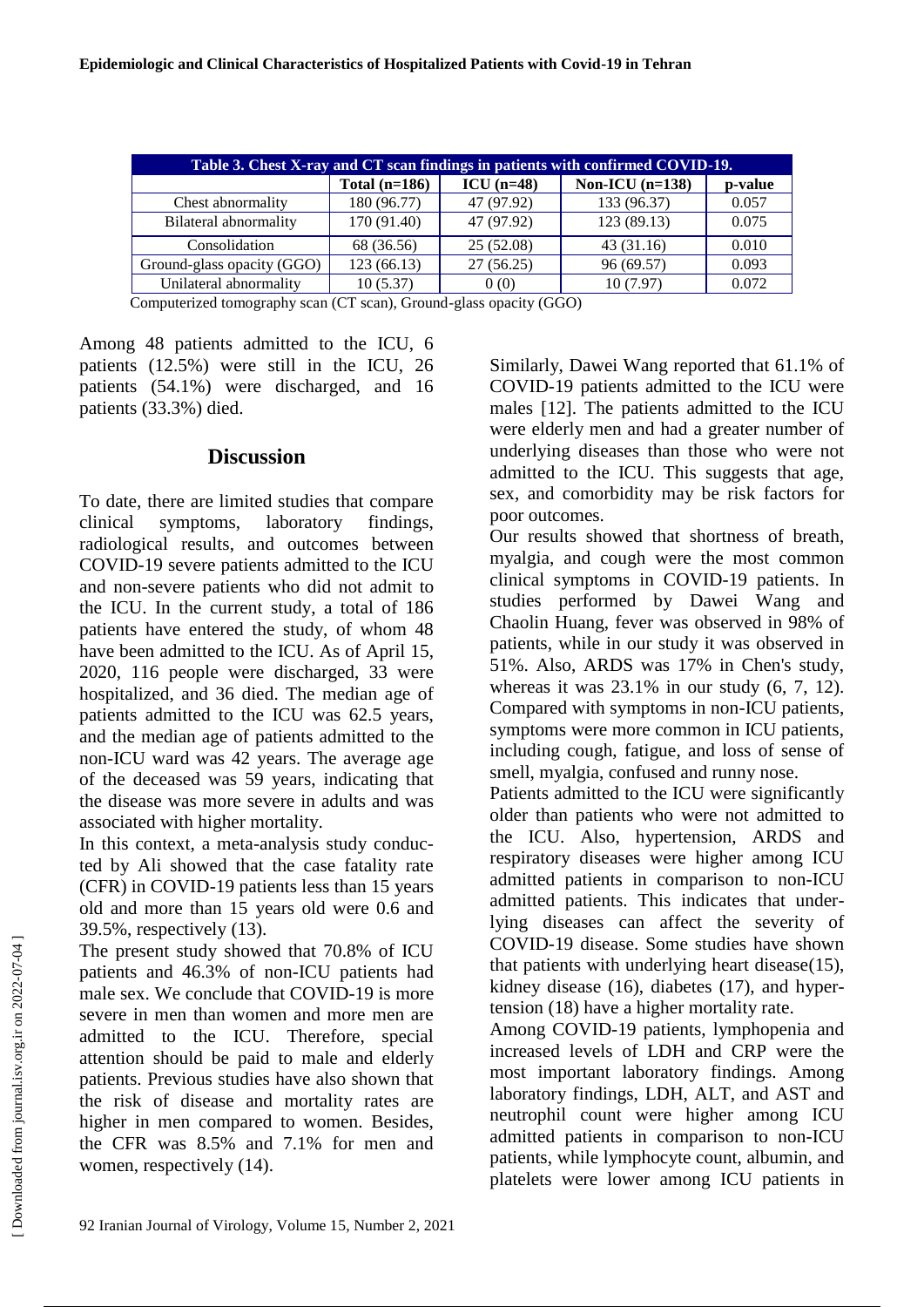**Table 3. Chest X-ray and CT scan findings in patients with confirmed COVID-19.**

| | Total (n=186) | ICU (n=48) | Non-ICU (n=138) | p-value |
|---|---|---|---|---|
| Chest abnormality | 180 (96.77) | 47 (97.92) | 133 (96.37) | 0.057 |
| Bilateral abnormality | 170 (91.40) | 47 (97.92) | 123 (89.13) | 0.075 |
| Consolidation | 68 (36.56) | 25 (52.08) | 43 (31.16) | 0.010 |
| Ground-glass opacity (GGO) | 123 (66.13) | 27 (56.25) | 96 (69.57) | 0.093 |
| Unilateral abnormality | 10 (5.37) | 0 (0) | 10 (7.97) | 0.072 |

Computerized tomography scan (CT scan), Ground-glass opacity (GGO)

Among 48 patients admitted to the ICU, 6 patients (12.5%) were still in the ICU, 26 patients (54.1%) were discharged, and 16 patients (33.3%) died.

## Discussion

To date, there are limited studies that compare clinical symptoms, laboratory findings, radiological results, and outcomes between COVID-19 severe patients admitted to the ICU and non-severe patients who did not admit to the ICU. In the current study, a total of 186 patients have entered the study, of whom 48 have been admitted to the ICU. As of April 15, 2020, 116 people were discharged, 33 were hospitalized, and 36 died. The median age of patients admitted to the ICU was 62.5 years, and the median age of patients admitted to the non-ICU ward was 42 years. The average age of the deceased was 59 years, indicating that the disease was more severe in adults and was associated with higher mortality.

In this context, a meta-analysis study conducted by Ali showed that the case fatality rate (CFR) in COVID-19 patients less than 15 years old and more than 15 years old were 0.6 and 39.5%, respectively (13).

The present study showed that 70.8% of ICU patients and 46.3% of non-ICU patients had male sex. We conclude that COVID-19 is more severe in men than women and more men are admitted to the ICU. Therefore, special attention should be paid to male and elderly patients. Previous studies have also shown that the risk of disease and mortality rates are higher in men compared to women. Besides, the CFR was 8.5% and 7.1% for men and women, respectively (14).

Similarly, Dawei Wang reported that 61.1% of COVID-19 patients admitted to the ICU were males [12]. The patients admitted to the ICU were elderly men and had a greater number of underlying diseases than those who were not admitted to the ICU. This suggests that age, sex, and comorbidity may be risk factors for poor outcomes.

Our results showed that shortness of breath, myalgia, and cough were the most common clinical symptoms in COVID-19 patients. In studies performed by Dawei Wang and Chaolin Huang, fever was observed in 98% of patients, while in our study it was observed in 51%. Also, ARDS was 17% in Chen's study, whereas it was 23.1% in our study (6, 7, 12). Compared with symptoms in non-ICU patients, symptoms were more common in ICU patients, including cough, fatigue, and loss of sense of smell, myalgia, confused and runny nose.

Patients admitted to the ICU were significantly older than patients who were not admitted to the ICU. Also, hypertension, ARDS and respiratory diseases were higher among ICU admitted patients in comparison to non-ICU admitted patients. This indicates that underlying diseases can affect the severity of COVID-19 disease. Some studies have shown that patients with underlying heart disease(15), kidney disease (16), diabetes (17), and hypertension (18) have a higher mortality rate.

Among COVID-19 patients, lymphopenia and increased levels of LDH and CRP were the most important laboratory findings. Among laboratory findings, LDH, ALT, and AST and neutrophil count were higher among ICU admitted patients in comparison to non-ICU patients, while lymphocyte count, albumin, and platelets were lower among ICU patients in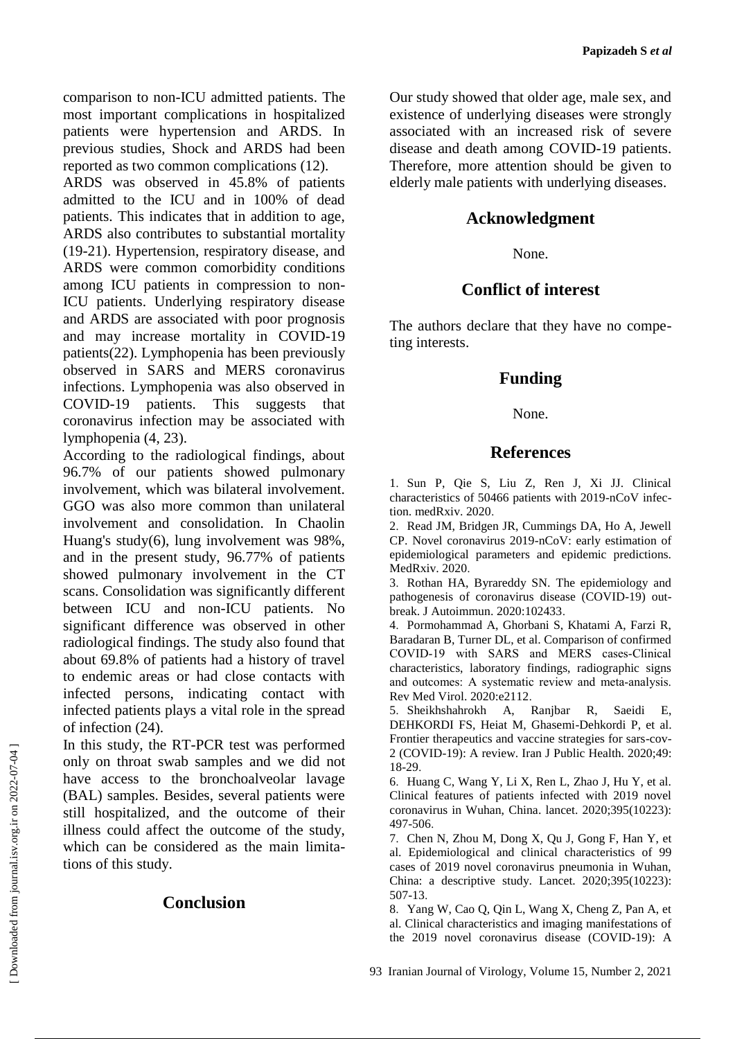comparison to non-ICU admitted patients. The most important complications in hospitalized patients were hypertension and ARDS. In previous studies, Shock and ARDS had been reported as two common complications (12).

ARDS was observed in 45.8% of patients admitted to the ICU and in 100% of dead patients. This indicates that in addition to age, ARDS also contributes to substantial mortality (19-21). Hypertension, respiratory disease, and ARDS were common comorbidity conditions among ICU patients in compression to non-ICU patients. Underlying respiratory disease and ARDS are associated with poor prognosis and may increase mortality in COVID-19 patients(22). Lymphopenia has been previously observed in SARS and MERS coronavirus infections. Lymphopenia was also observed in COVID-19 patients. This suggests that coronavirus infection may be associated with lymphopenia (4, 23).

According to the radiological findings, about 96.7% of our patients showed pulmonary involvement, which was bilateral involvement. GGO was also more common than unilateral involvement and consolidation. In Chaolin Huang's study(6), lung involvement was 98%, and in the present study, 96.77% of patients showed pulmonary involvement in the CT scans. Consolidation was significantly different between ICU and non-ICU patients. No significant difference was observed in other radiological findings. The study also found that about 69.8% of patients had a history of travel to endemic areas or had close contacts with infected persons, indicating contact with infected patients plays a vital role in the spread of infection (24).

In this study, the RT-PCR test was performed only on throat swab samples and we did not have access to the bronchoalveolar lavage (BAL) samples. Besides, several patients were still hospitalized, and the outcome of their illness could affect the outcome of the study, which can be considered as the main limitations of this study.

## Conclusion

Our study showed that older age, male sex, and existence of underlying diseases were strongly associated with an increased risk of severe disease and death among COVID-19 patients. Therefore, more attention should be given to elderly male patients with underlying diseases.

## Acknowledgment

None.

## Conflict of interest

The authors declare that they have no competing interests.

## Funding

None.

## References

1. Sun P, Qie S, Liu Z, Ren J, Xi JJ. Clinical characteristics of 50466 patients with 2019-nCoV infection. medRxiv. 2020.
2. Read JM, Bridgen JR, Cummings DA, Ho A, Jewell CP. Novel coronavirus 2019-nCoV: early estimation of epidemiological parameters and epidemic predictions. MedRxiv. 2020.
3. Rothan HA, Byrareddy SN. The epidemiology and pathogenesis of coronavirus disease (COVID-19) outbreak. J Autoimmun. 2020:102433.
4. Pormohammad A, Ghorbani S, Khatami A, Farzi R, Baradaran B, Turner DL, et al. Comparison of confirmed COVID-19 with SARS and MERS cases-Clinical characteristics, laboratory findings, radiographic signs and outcomes: A systematic review and meta-analysis. Rev Med Virol. 2020:e2112.
5. Sheikhshahrokh A, Ranjbar R, Saeidi E, DEHKORDI FS, Heiat M, Ghasemi-Dehkordi P, et al. Frontier therapeutics and vaccine strategies for sars-cov-2 (COVID-19): A review. Iran J Public Health. 2020;49: 18-29.
6. Huang C, Wang Y, Li X, Ren L, Zhao J, Hu Y, et al. Clinical features of patients infected with 2019 novel coronavirus in Wuhan, China. lancet. 2020;395(10223): 497-506.
7. Chen N, Zhou M, Dong X, Qu J, Gong F, Han Y, et al. Epidemiological and clinical characteristics of 99 cases of 2019 novel coronavirus pneumonia in Wuhan, China: a descriptive study. Lancet. 2020;395(10223): 507-13.
8. Yang W, Cao Q, Qin L, Wang X, Cheng Z, Pan A, et al. Clinical characteristics and imaging manifestations of the 2019 novel coronavirus disease (COVID-19): A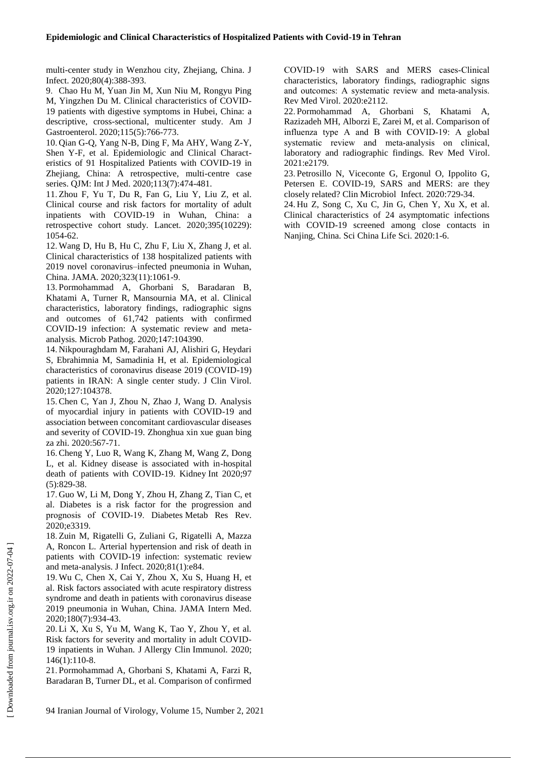multi-center study in Wenzhou city, Zhejiang, China. J Infect. 2020;80(4):388-393.

9. Chao Hu M, Yuan Jin M, Xun Niu M, Rongyu Ping M, Yingzhen Du M. Clinical characteristics of COVID-19 patients with digestive symptoms in Hubei, China: a descriptive, cross-sectional, multicenter study. Am J Gastroenterol. 2020;115(5):766-773.

10. Qian G-Q, Yang N-B, Ding F, Ma AHY, Wang Z-Y, Shen Y-F, et al. Epidemiologic and Clinical Characteristics of 91 Hospitalized Patients with COVID-19 in Zhejiang, China: A retrospective, multi-centre case series. QJM: Int J Med. 2020;113(7):474-481.

11. Zhou F, Yu T, Du R, Fan G, Liu Y, Liu Z, et al. Clinical course and risk factors for mortality of adult inpatients with COVID-19 in Wuhan, China: a retrospective cohort study. Lancet. 2020;395(10229): 1054-62.

12. Wang D, Hu B, Hu C, Zhu F, Liu X, Zhang J, et al. Clinical characteristics of 138 hospitalized patients with 2019 novel coronavirus–infected pneumonia in Wuhan, China. JAMA. 2020;323(11):1061-9.

13. Pormohammad A, Ghorbani S, Baradaran B, Khatami A, Turner R, Mansournia MA, et al. Clinical characteristics, laboratory findings, radiographic signs and outcomes of 61,742 patients with confirmed COVID-19 infection: A systematic review and meta-analysis. Microb Pathog. 2020;147:104390.

14. Nikpouraghdam M, Farahani AJ, Alishiri G, Heydari S, Ebrahimnia M, Samadinia H, et al. Epidemiological characteristics of coronavirus disease 2019 (COVID-19) patients in IRAN: A single center study. J Clin Virol. 2020;127:104378.

15. Chen C, Yan J, Zhou N, Zhao J, Wang D. Analysis of myocardial injury in patients with COVID-19 and association between concomitant cardiovascular diseases and severity of COVID-19. Zhonghua xin xue guan bing za zhi. 2020:567-71.

16. Cheng Y, Luo R, Wang K, Zhang M, Wang Z, Dong L, et al. Kidney disease is associated with in-hospital death of patients with COVID-19. Kidney Int 2020;97 (5):829-38.

17. Guo W, Li M, Dong Y, Zhou H, Zhang Z, Tian C, et al. Diabetes is a risk factor for the progression and prognosis of COVID-19. Diabetes Metab Res Rev. 2020;e3319.

18. Zuin M, Rigatelli G, Zuliani G, Rigatelli A, Mazza A, Roncon L. Arterial hypertension and risk of death in patients with COVID-19 infection: systematic review and meta-analysis. J Infect. 2020;81(1):e84.

19. Wu C, Chen X, Cai Y, Zhou X, Xu S, Huang H, et al. Risk factors associated with acute respiratory distress syndrome and death in patients with coronavirus disease 2019 pneumonia in Wuhan, China. JAMA Intern Med. 2020;180(7):934-43.

20. Li X, Xu S, Yu M, Wang K, Tao Y, Zhou Y, et al. Risk factors for severity and mortality in adult COVID-19 inpatients in Wuhan. J Allergy Clin Immunol. 2020; 146(1):110-8.

21. Pormohammad A, Ghorbani S, Khatami A, Farzi R, Baradaran B, Turner DL, et al. Comparison of confirmed COVID-19 with SARS and MERS cases-Clinical characteristics, laboratory findings, radiographic signs and outcomes: A systematic review and meta-analysis. Rev Med Virol. 2020:e2112.

22. Pormohammad A, Ghorbani S, Khatami A, Razizadeh MH, Alborzi E, Zarei M, et al. Comparison of influenza type A and B with COVID-19: A global systematic review and meta-analysis on clinical, laboratory and radiographic findings. Rev Med Virol. 2021:e2179.

23. Petrosillo N, Viceconte G, Ergonul O, Ippolito G, Petersen E. COVID-19, SARS and MERS: are they closely related? Clin Microbiol Infect. 2020:729-34.

24. Hu Z, Song C, Xu C, Jin G, Chen Y, Xu X, et al. Clinical characteristics of 24 asymptomatic infections with COVID-19 screened among close contacts in Nanjing, China. Sci China Life Sci. 2020:1-6.